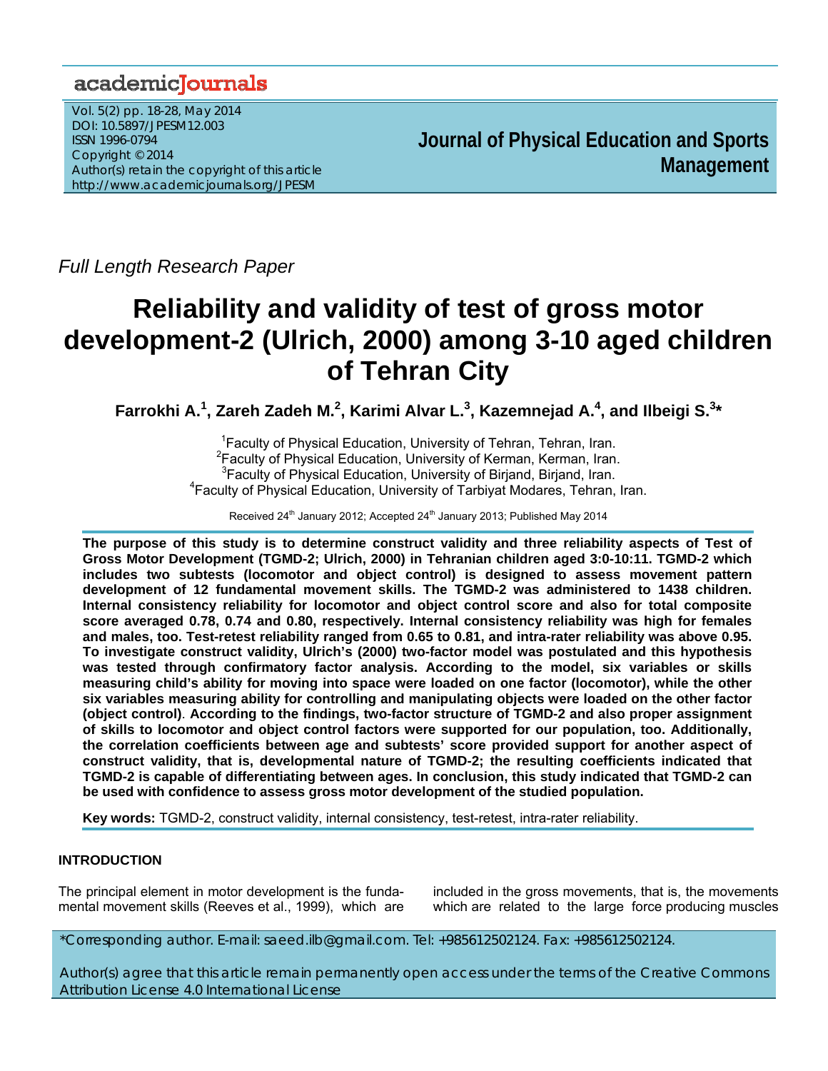academicJournals

Vol. 5(2) pp. 18-28, May 2014
DOI: 10.5897/JPESM12.003
ISSN 1996-0794
Copyright © 2014
Author(s) retain the copyright of this article
http://www.academicjournals.org/JPESM

**Journal of Physical Education and Sports Management**

*Full Length Research Paper*

# Reliability and validity of test of gross motor development-2 (Ulrich, 2000) among 3-10 aged children of Tehran City

**Farrokhi A.[1], Zareh Zadeh M.[2], Karimi Alvar L.[3], Kazemnejad A.[4], and Ilbeigi S.[3]***

[1]Faculty of Physical Education, University of Tehran, Tehran, Iran.
[2]Faculty of Physical Education, University of Kerman, Kerman, Iran.
[3]Faculty of Physical Education, University of Birjand, Birjand, Iran.
[4]Faculty of Physical Education, University of Tarbiyat Modares, Tehran, Iran.

Received 24th January 2012; Accepted 24th January 2013; Published May 2014

**The purpose of this study is to determine construct validity and three reliability aspects of Test of Gross Motor Development (TGMD-2; Ulrich, 2000) in Tehranian children aged 3:0-10:11. TGMD-2 which includes two subtests (locomotor and object control) is designed to assess movement pattern development of 12 fundamental movement skills. The TGMD-2 was administered to 1438 children. Internal consistency reliability for locomotor and object control score and also for total composite score averaged 0.78, 0.74 and 0.80, respectively. Internal consistency reliability was high for females and males, too. Test-retest reliability ranged from 0.65 to 0.81, and intra-rater reliability was above 0.95. To investigate construct validity, Ulrich's (2000) two-factor model was postulated and this hypothesis was tested through confirmatory factor analysis. According to the model, six variables or skills measuring child's ability for moving into space were loaded on one factor (locomotor), while the other six variables measuring ability for controlling and manipulating objects were loaded on the other factor (object control). According to the findings, two-factor structure of TGMD-2 and also proper assignment of skills to locomotor and object control factors were supported for our population, too. Additionally, the correlation coefficients between age and subtests' score provided support for another aspect of construct validity, that is, developmental nature of TGMD-2; the resulting coefficients indicated that TGMD-2 is capable of differentiating between ages. In conclusion, this study indicated that TGMD-2 can be used with confidence to assess gross motor development of the studied population.**

**Key words:** TGMD-2, construct validity, internal consistency, test-retest, intra-rater reliability.

## INTRODUCTION

The principal element in motor development is the fundamental movement skills (Reeves et al., 1999), which are included in the gross movements, that is, the movements which are related to the large force producing muscles

*Corresponding author. E-mail: saeed.ilb@gmail.com. Tel: +985612502124. Fax: +985612502124.

Author(s) agree that this article remain permanently open access under the terms of the Creative Commons Attribution License 4.0 International License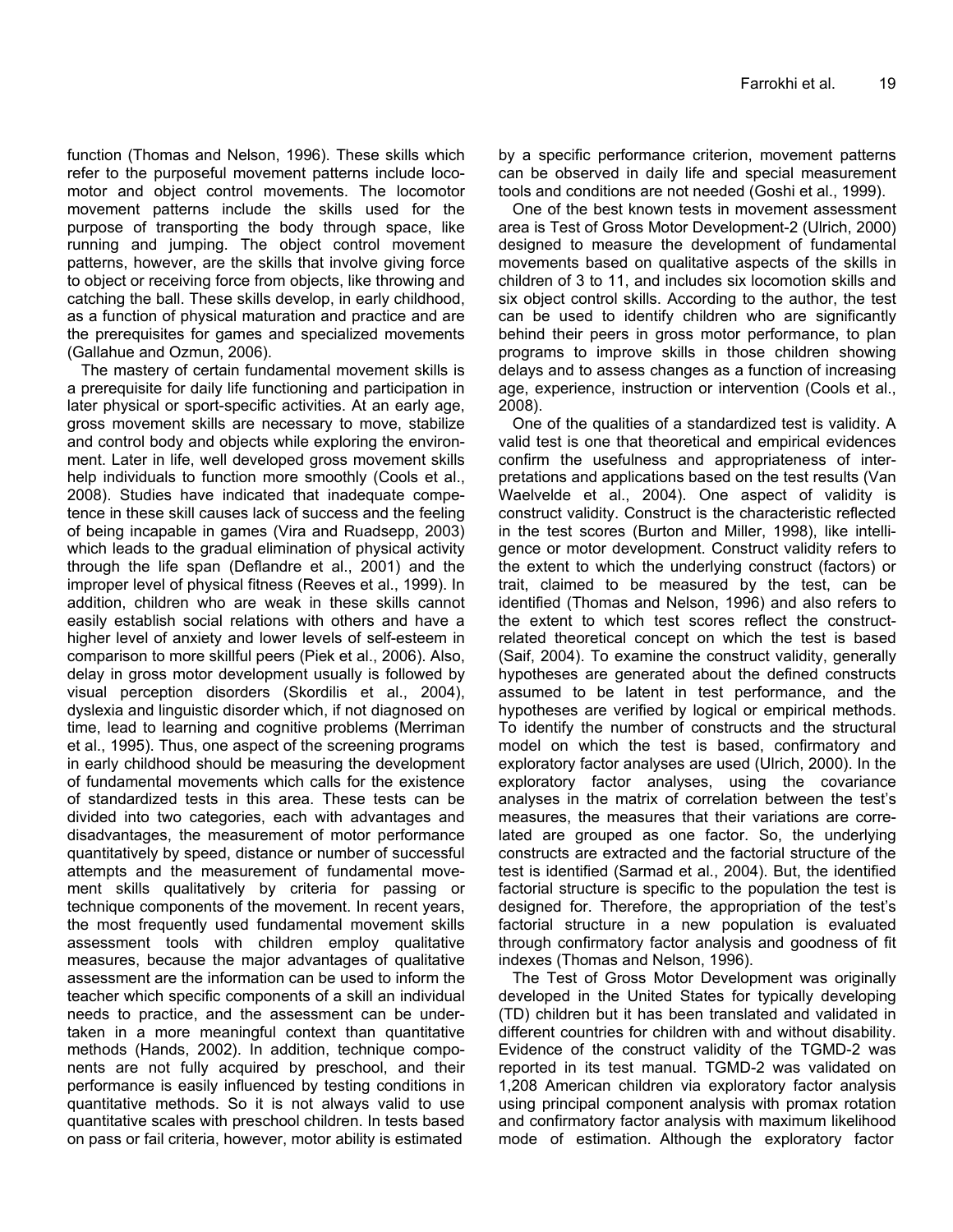function (Thomas and Nelson, 1996). These skills which refer to the purposeful movement patterns include locomotor and object control movements. The locomotor movement patterns include the skills used for the purpose of transporting the body through space, like running and jumping. The object control movement patterns, however, are the skills that involve giving force to object or receiving force from objects, like throwing and catching the ball. These skills develop, in early childhood, as a function of physical maturation and practice and are the prerequisites for games and specialized movements (Gallahue and Ozmun, 2006).

The mastery of certain fundamental movement skills is a prerequisite for daily life functioning and participation in later physical or sport-specific activities. At an early age, gross movement skills are necessary to move, stabilize and control body and objects while exploring the environment. Later in life, well developed gross movement skills help individuals to function more smoothly (Cools et al., 2008). Studies have indicated that inadequate competence in these skill causes lack of success and the feeling of being incapable in games (Vira and Ruadsepp, 2003) which leads to the gradual elimination of physical activity through the life span (Deflandre et al., 2001) and the improper level of physical fitness (Reeves et al., 1999). In addition, children who are weak in these skills cannot easily establish social relations with others and have a higher level of anxiety and lower levels of self-esteem in comparison to more skillful peers (Piek et al., 2006). Also, delay in gross motor development usually is followed by visual perception disorders (Skordilis et al., 2004), dyslexia and linguistic disorder which, if not diagnosed on time, lead to learning and cognitive problems (Merriman et al., 1995). Thus, one aspect of the screening programs in early childhood should be measuring the development of fundamental movements which calls for the existence of standardized tests in this area. These tests can be divided into two categories, each with advantages and disadvantages, the measurement of motor performance quantitatively by speed, distance or number of successful attempts and the measurement of fundamental movement skills qualitatively by criteria for passing or technique components of the movement. In recent years, the most frequently used fundamental movement skills assessment tools with children employ qualitative measures, because the major advantages of qualitative assessment are the information can be used to inform the teacher which specific components of a skill an individual needs to practice, and the assessment can be undertaken in a more meaningful context than quantitative methods (Hands, 2002). In addition, technique components are not fully acquired by preschool, and their performance is easily influenced by testing conditions in quantitative methods. So it is not always valid to use quantitative scales with preschool children. In tests based on pass or fail criteria, however, motor ability is estimated by a specific performance criterion, movement patterns can be observed in daily life and special measurement tools and conditions are not needed (Goshi et al., 1999).

One of the best known tests in movement assessment area is Test of Gross Motor Development-2 (Ulrich, 2000) designed to measure the development of fundamental movements based on qualitative aspects of the skills in children of 3 to 11, and includes six locomotion skills and six object control skills. According to the author, the test can be used to identify children who are significantly behind their peers in gross motor performance, to plan programs to improve skills in those children showing delays and to assess changes as a function of increasing age, experience, instruction or intervention (Cools et al., 2008).

One of the qualities of a standardized test is validity. A valid test is one that theoretical and empirical evidences confirm the usefulness and appropriateness of interpretations and applications based on the test results (Van Waelvelde et al., 2004). One aspect of validity is construct validity. Construct is the characteristic reflected in the test scores (Burton and Miller, 1998), like intelligence or motor development. Construct validity refers to the extent to which the underlying construct (factors) or trait, claimed to be measured by the test, can be identified (Thomas and Nelson, 1996) and also refers to the extent to which test scores reflect the construct-related theoretical concept on which the test is based (Saif, 2004). To examine the construct validity, generally hypotheses are generated about the defined constructs assumed to be latent in test performance, and the hypotheses are verified by logical or empirical methods. To identify the number of constructs and the structural model on which the test is based, confirmatory and exploratory factor analyses are used (Ulrich, 2000). In the exploratory factor analyses, using the covariance analyses in the matrix of correlation between the test's measures, the measures that their variations are correlated are grouped as one factor. So, the underlying constructs are extracted and the factorial structure of the test is identified (Sarmad et al., 2004). But, the identified factorial structure is specific to the population the test is designed for. Therefore, the appropriation of the test's factorial structure in a new population is evaluated through confirmatory factor analysis and goodness of fit indexes (Thomas and Nelson, 1996).

The Test of Gross Motor Development was originally developed in the United States for typically developing (TD) children but it has been translated and validated in different countries for children with and without disability. Evidence of the construct validity of the TGMD-2 was reported in its test manual. TGMD-2 was validated on 1,208 American children via exploratory factor analysis using principal component analysis with promax rotation and confirmatory factor analysis with maximum likelihood mode of estimation. Although the exploratory factor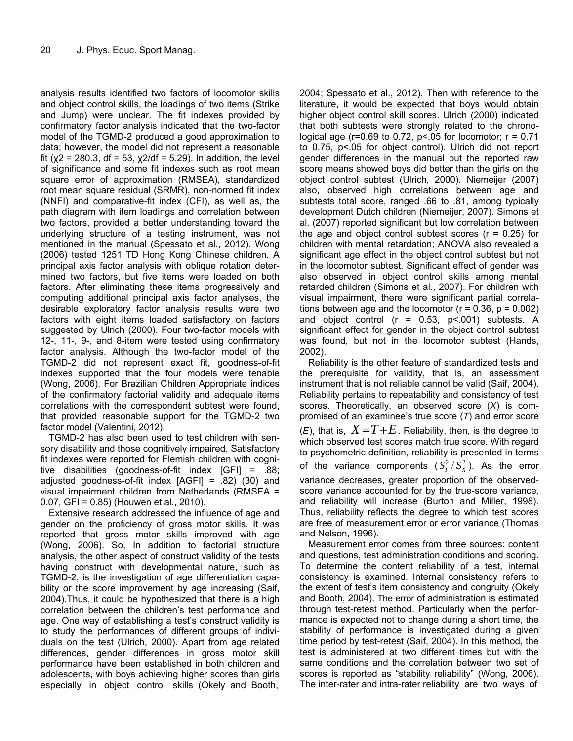analysis results identified two factors of locomotor skills and object control skills, the loadings of two items (Strike and Jump) were unclear. The fit indexes provided by confirmatory factor analysis indicated that the two-factor model of the TGMD-2 produced a good approximation to data; however, the model did not represent a reasonable fit ($\chi 2$ = 280.3, df = 53, $\chi 2$/df = 5.29). In addition, the level of significance and some fit indexes such as root mean square error of approximation (RMSEA), standardized root mean square residual (SRMR), non-normed fit index (NNFI) and comparative-fit index (CFI), as well as, the path diagram with item loadings and correlation between two factors, provided a better understanding toward the underlying structure of a testing instrument, was not mentioned in the manual (Spessato et al., 2012). Wong (2006) tested 1251 TD Hong Kong Chinese children. A principal axis factor analysis with oblique rotation determined two factors, but five items were loaded on both factors. After eliminating these items progressively and computing additional principal axis factor analyses, the desirable exploratory factor analysis results were two factors with eight items loaded satisfactory on factors suggested by Ulrich (2000). Four two-factor models with 12-, 11-, 9-, and 8-item were tested using confirmatory factor analysis. Although the two-factor model of the TGMD-2 did not represent exact fit, goodness-of-fit indexes supported that the four models were tenable (Wong, 2006). For Brazilian Children Appropriate indices of the confirmatory factorial validity and adequate items correlations with the correspondent subtest were found, that provided reasonable support for the TGMD-2 two factor model (Valentini, 2012).

TGMD-2 has also been used to test children with sensory disability and those cognitively impaired. Satisfactory fit indexes were reported for Flemish children with cognitive disabilities (goodness-of-fit index [GFI] = .88; adjusted goodness-of-fit index [AGFI] = .82) (30) and visual impairment children from Netherlands (RMSEA = 0.07, GFI = 0.85) (Houwen et al., 2010).

Extensive research addressed the influence of age and gender on the proficiency of gross motor skills. It was reported that gross motor skills improved with age (Wong, 2006). So, In addition to factorial structure analysis, the other aspect of construct validity of the tests having construct with developmental nature, such as TGMD-2, is the investigation of age differentiation capability or the score improvement by age increasing (Saif, 2004).Thus, it could be hypothesized that there is a high correlation between the children's test performance and age. One way of establishing a test's construct validity is to study the performances of different groups of individuals on the test (Ulrich, 2000). Apart from age related differences, gender differences in gross motor skill performance have been established in both children and adolescents, with boys achieving higher scores than girls especially in object control skills (Okely and Booth, 2004; Spessato et al., 2012). Then with reference to the literature, it would be expected that boys would obtain higher object control skill scores. Ulrich (2000) indicated that both subtests were strongly related to the chronological age (r=0.69 to 0.72, p<.05 for locomotor; r = 0.71 to 0.75, p<.05 for object control). Ulrich did not report gender differences in the manual but the reported raw score means showed boys did better than the girls on the object control subtest (Ulrich, 2000). Niemeijer (2007) also, observed high correlations between age and subtests total score, ranged .66 to .81, among typically development Dutch children (Niemeijer, 2007). Simons et al. (2007) reported significant but low correlation between the age and object control subtest scores (r = 0.25) for children with mental retardation; ANOVA also revealed a significant age effect in the object control subtest but not in the locomotor subtest. Significant effect of gender was also observed in object control skills among mental retarded children (Simons et al., 2007). For children with visual impairment, there were significant partial correlations between age and the locomotor (r = 0.36, p = 0.002) and object control (r = 0.53, p<.001) subtests. A significant effect for gender in the object control subtest was found, but not in the locomotor subtest (Hands, 2002).

Reliability is the other feature of standardized tests and the prerequisite for validity, that is, an assessment instrument that is not reliable cannot be valid (Saif, 2004). Reliability pertains to repeatability and consistency of test scores. Theoretically, an observed score ($X$) is compromised of an examinee's true score ($T$) and error score ($E$), that is, $X = T + E$. Reliability, then, is the degree to which observed test scores match true score. With regard to psychometric definition, reliability is presented in terms of the variance components ($S_T^2 / S_X^2$). As the error variance decreases, greater proportion of the observed-score variance accounted for by the true-score variance, and reliability will increase (Burton and Miller, 1998). Thus, reliability reflects the degree to which test scores are free of measurement error or error variance (Thomas and Nelson, 1996).

Measurement error comes from three sources: content and questions, test administration conditions and scoring. To determine the content reliability of a test, internal consistency is examined. Internal consistency refers to the extent of test's item consistency and congruity (Okely and Booth, 2004). The error of administration is estimated through test-retest method. Particularly when the performance is expected not to change during a short time, the stability of performance is investigated during a given time period by test-retest (Saif, 2004). In this method, the test is administered at two different times but with the same conditions and the correlation between two set of scores is reported as "stability reliability" (Wong, 2006). The inter-rater and intra-rater reliability are two ways of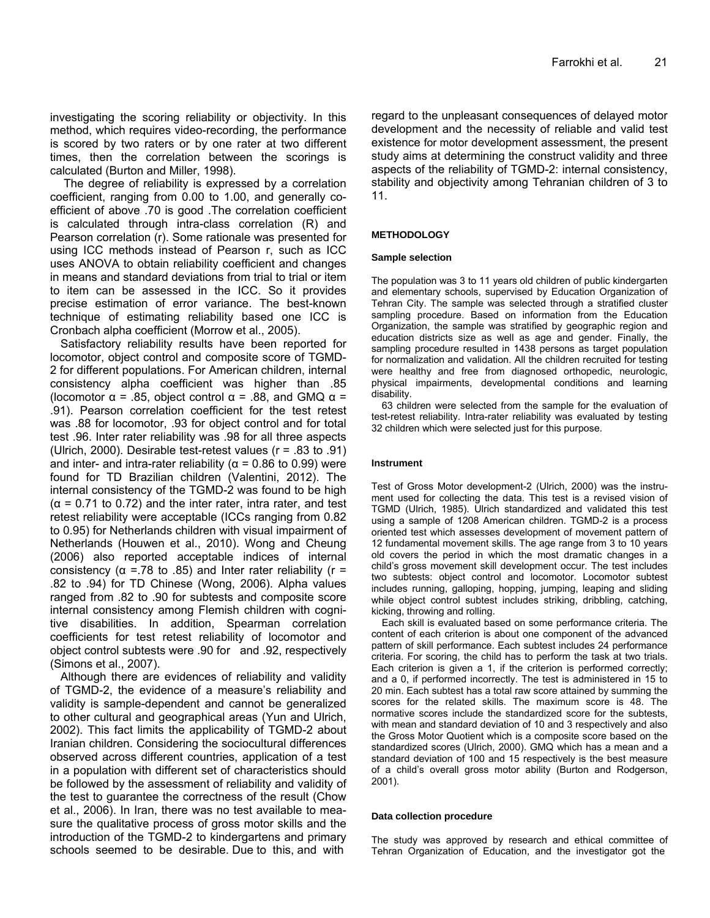investigating the scoring reliability or objectivity. In this method, which requires video-recording, the performance is scored by two raters or by one rater at two different times, then the correlation between the scorings is calculated (Burton and Miller, 1998).

The degree of reliability is expressed by a correlation coefficient, ranging from 0.00 to 1.00, and generally co-efficient of above .70 is good .The correlation coefficient is calculated through intra-class correlation (R) and Pearson correlation (r). Some rationale was presented for using ICC methods instead of Pearson r, such as ICC uses ANOVA to obtain reliability coefficient and changes in means and standard deviations from trial to trial or item to item can be assessed in the ICC. So it provides precise estimation of error variance. The best-known technique of estimating reliability based one ICC is Cronbach alpha coefficient (Morrow et al., 2005).

Satisfactory reliability results have been reported for locomotor, object control and composite score of TGMD-2 for different populations. For American children, internal consistency alpha coefficient was higher than .85 (locomotor $\alpha$ = .85, object control $\alpha$ = .88, and GMQ $\alpha$ = .91). Pearson correlation coefficient for the test retest was .88 for locomotor, .93 for object control and for total test .96. Inter rater reliability was .98 for all three aspects (Ulrich, 2000). Desirable test-retest values (r = .83 to .91) and inter- and intra-rater reliability ($\alpha$ = 0.86 to 0.99) were found for TD Brazilian children (Valentini, 2012). The internal consistency of the TGMD-2 was found to be high ($\alpha$ = 0.71 to 0.72) and the inter rater, intra rater, and test retest reliability were acceptable (ICCs ranging from 0.82 to 0.95) for Netherlands children with visual impairment of Netherlands (Houwen et al., 2010). Wong and Cheung (2006) also reported acceptable indices of internal consistency ($\alpha$ =.78 to .85) and Inter rater reliability (r = .82 to .94) for TD Chinese (Wong, 2006). Alpha values ranged from .82 to .90 for subtests and composite score internal consistency among Flemish children with cognitive disabilities. In addition, Spearman correlation coefficients for test retest reliability of locomotor and object control subtests were .90 for and .92, respectively (Simons et al., 2007).

Although there are evidences of reliability and validity of TGMD-2, the evidence of a measure's reliability and validity is sample-dependent and cannot be generalized to other cultural and geographical areas (Yun and Ulrich, 2002). This fact limits the applicability of TGMD-2 about Iranian children. Considering the sociocultural differences observed across different countries, application of a test in a population with different set of characteristics should be followed by the assessment of reliability and validity of the test to guarantee the correctness of the result (Chow et al., 2006). In Iran, there was no test available to measure the qualitative process of gross motor skills and the introduction of the TGMD-2 to kindergartens and primary schools seemed to be desirable. Due to this, and with regard to the unpleasant consequences of delayed motor development and the necessity of reliable and valid test existence for motor development assessment, the present study aims at determining the construct validity and three aspects of the reliability of TGMD-2: internal consistency, stability and objectivity among Tehranian children of 3 to 11.

## METHODOLOGY

### Sample selection

The population was 3 to 11 years old children of public kindergarten and elementary schools, supervised by Education Organization of Tehran City. The sample was selected through a stratified cluster sampling procedure. Based on information from the Education Organization, the sample was stratified by geographic region and education districts size as well as age and gender. Finally, the sampling procedure resulted in 1438 persons as target population for normalization and validation. All the children recruited for testing were healthy and free from diagnosed orthopedic, neurologic, physical impairments, developmental conditions and learning disability.

63 children were selected from the sample for the evaluation of test-retest reliability. Intra-rater reliability was evaluated by testing 32 children which were selected just for this purpose.

### Instrument

Test of Gross Motor development-2 (Ulrich, 2000) was the instrument used for collecting the data. This test is a revised vision of TGMD (Ulrich, 1985). Ulrich standardized and validated this test using a sample of 1208 American children. TGMD-2 is a process oriented test which assesses development of movement pattern of 12 fundamental movement skills. The age range from 3 to 10 years old covers the period in which the most dramatic changes in a child's gross movement skill development occur. The test includes two subtests: object control and locomotor. Locomotor subtest includes running, galloping, hopping, jumping, leaping and sliding while object control subtest includes striking, dribbling, catching, kicking, throwing and rolling.

Each skill is evaluated based on some performance criteria. The content of each criterion is about one component of the advanced pattern of skill performance. Each subtest includes 24 performance criteria. For scoring, the child has to perform the task at two trials. Each criterion is given a 1, if the criterion is performed correctly; and a 0, if performed incorrectly. The test is administered in 15 to 20 min. Each subtest has a total raw score attained by summing the scores for the related skills. The maximum score is 48. The normative scores include the standardized score for the subtests, with mean and standard deviation of 10 and 3 respectively and also the Gross Motor Quotient which is a composite score based on the standardized scores (Ulrich, 2000). GMQ which has a mean and a standard deviation of 100 and 15 respectively is the best measure of a child's overall gross motor ability (Burton and Rodgerson, 2001).

### Data collection procedure

The study was approved by research and ethical committee of Tehran Organization of Education, and the investigator got the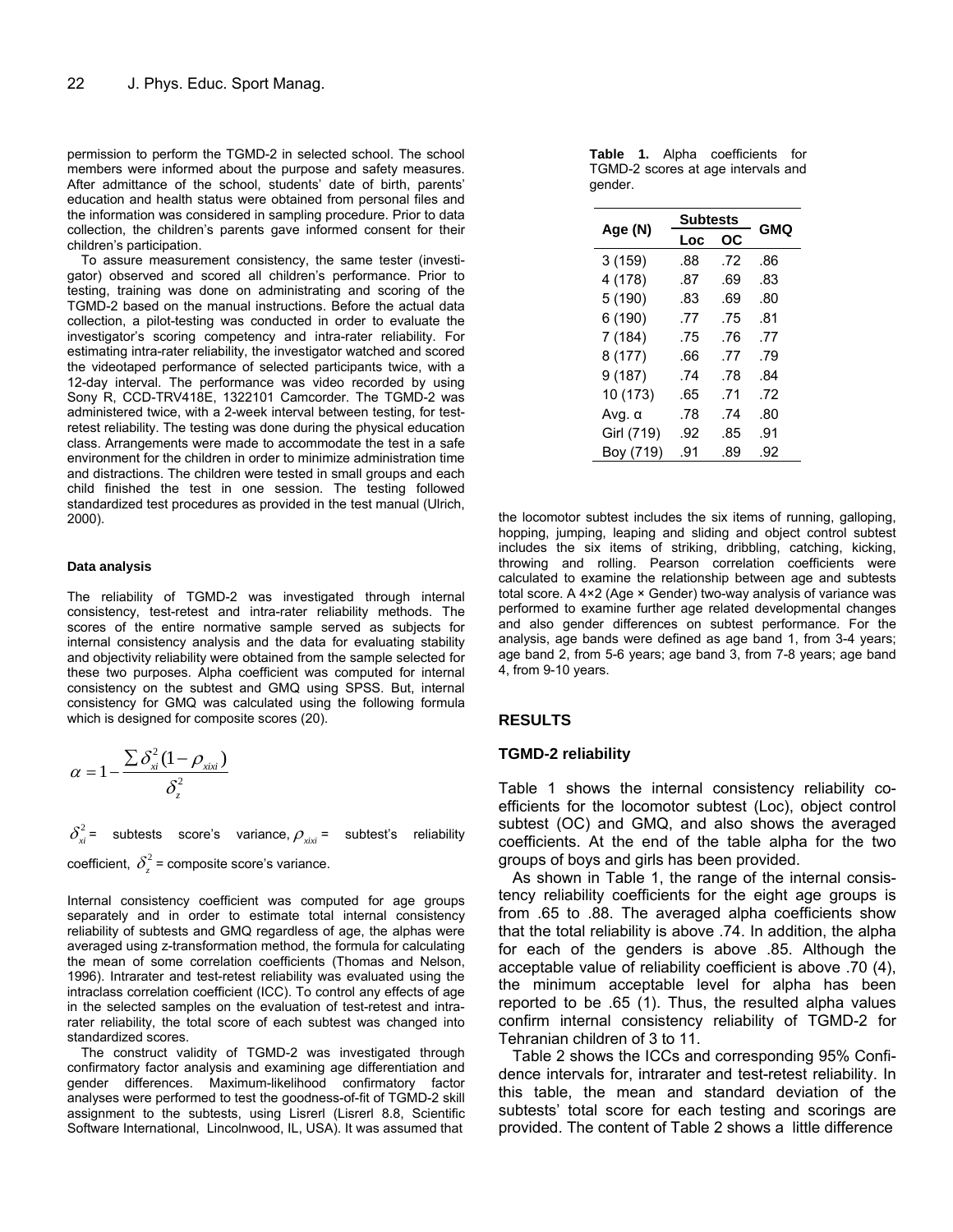permission to perform the TGMD-2 in selected school. The school members were informed about the purpose and safety measures. After admittance of the school, students' date of birth, parents' education and health status were obtained from personal files and the information was considered in sampling procedure. Prior to data collection, the children's parents gave informed consent for their children's participation.

To assure measurement consistency, the same tester (investigator) observed and scored all children's performance. Prior to testing, training was done on administrating and scoring of the TGMD-2 based on the manual instructions. Before the actual data collection, a pilot-testing was conducted in order to evaluate the investigator's scoring competency and intra-rater reliability. For estimating intra-rater reliability, the investigator watched and scored the videotaped performance of selected participants twice, with a 12-day interval. The performance was video recorded by using Sony R, CCD-TRV418E, 1322101 Camcorder. The TGMD-2 was administered twice, with a 2-week interval between testing, for test-retest reliability. The testing was done during the physical education class. Arrangements were made to accommodate the test in a safe environment for the children in order to minimize administration time and distractions. The children were tested in small groups and each child finished the test in one session. The testing followed standardized test procedures as provided in the test manual (Ulrich, 2000).

#### Data analysis

The reliability of TGMD-2 was investigated through internal consistency, test-retest and intra-rater reliability methods. The scores of the entire normative sample served as subjects for internal consistency analysis and the data for evaluating stability and objectivity reliability were obtained from the sample selected for these two purposes. Alpha coefficient was computed for internal consistency on the subtest and GMQ using SPSS. But, internal consistency for GMQ was calculated using the following formula which is designed for composite scores (20).

$$\alpha = 1 - \frac{\sum \delta_{xi}^2 (1 - \rho_{xixi})}{\delta_z^2}$$

$\delta_{xi}^2$ = subtests score's variance, $\rho_{xixi}$ = subtest's reliability coefficient, $\delta_z^2$ = composite score's variance.

Internal consistency coefficient was computed for age groups separately and in order to estimate total internal consistency reliability of subtests and GMQ regardless of age, the alphas were averaged using z-transformation method, the formula for calculating the mean of some correlation coefficients (Thomas and Nelson, 1996). Intrarater and test-retest reliability was evaluated using the intraclass correlation coefficient (ICC). To control any effects of age in the selected samples on the evaluation of test-retest and intra-rater reliability, the total score of each subtest was changed into standardized scores.

The construct validity of TGMD-2 was investigated through confirmatory factor analysis and examining age differentiation and gender differences. Maximum-likelihood confirmatory factor analyses were performed to test the goodness-of-fit of TGMD-2 skill assignment to the subtests, using Lisrerl (Lisrerl 8.8, Scientific Software International, Lincolnwood, IL, USA). It was assumed that the locomotor subtest includes the six items of running, galloping, hopping, jumping, leaping and sliding and object control subtest includes the six items of striking, dribbling, catching, kicking, throwing and rolling. Pearson correlation coefficients were calculated to examine the relationship between age and subtests total score. A 4×2 (Age × Gender) two-way analysis of variance was performed to examine further age related developmental changes and also gender differences on subtest performance. For the analysis, age bands were defined as age band 1, from 3-4 years; age band 2, from 5-6 years; age band 3, from 7-8 years; age band 4, from 9-10 years.

**Table 1.** Alpha coefficients for TGMD-2 scores at age intervals and gender.

| Age (N) | Subtests | | GMQ |
|---|---|---|---|
| | Loc | OC | |
| 3 (159) | .88 | .72 | .86 |
| 4 (178) | .87 | .69 | .83 |
| 5 (190) | .83 | .69 | .80 |
| 6 (190) | .77 | .75 | .81 |
| 7 (184) | .75 | .76 | .77 |
| 8 (177) | .66 | .77 | .79 |
| 9 (187) | .74 | .78 | .84 |
| 10 (173) | .65 | .71 | .72 |
| Avg. α | .78 | .74 | .80 |
| Girl (719) | .92 | .85 | .91 |
| Boy (719) | .91 | .89 | .92 |

## RESULTS

### TGMD-2 reliability

Table 1 shows the internal consistency reliability coefficients for the locomotor subtest (Loc), object control subtest (OC) and GMQ, and also shows the averaged coefficients. At the end of the table alpha for the two groups of boys and girls has been provided.

As shown in Table 1, the range of the internal consistency reliability coefficients for the eight age groups is from .65 to .88. The averaged alpha coefficients show that the total reliability is above .74. In addition, the alpha for each of the genders is above .85. Although the acceptable value of reliability coefficient is above .70 (4), the minimum acceptable level for alpha has been reported to be .65 (1). Thus, the resulted alpha values confirm internal consistency reliability of TGMD-2 for Tehranian children of 3 to 11.

Table 2 shows the ICCs and corresponding 95% Confidence intervals for, intrarater and test-retest reliability. In this table, the mean and standard deviation of the subtests' total score for each testing and scorings are provided. The content of Table 2 shows a little difference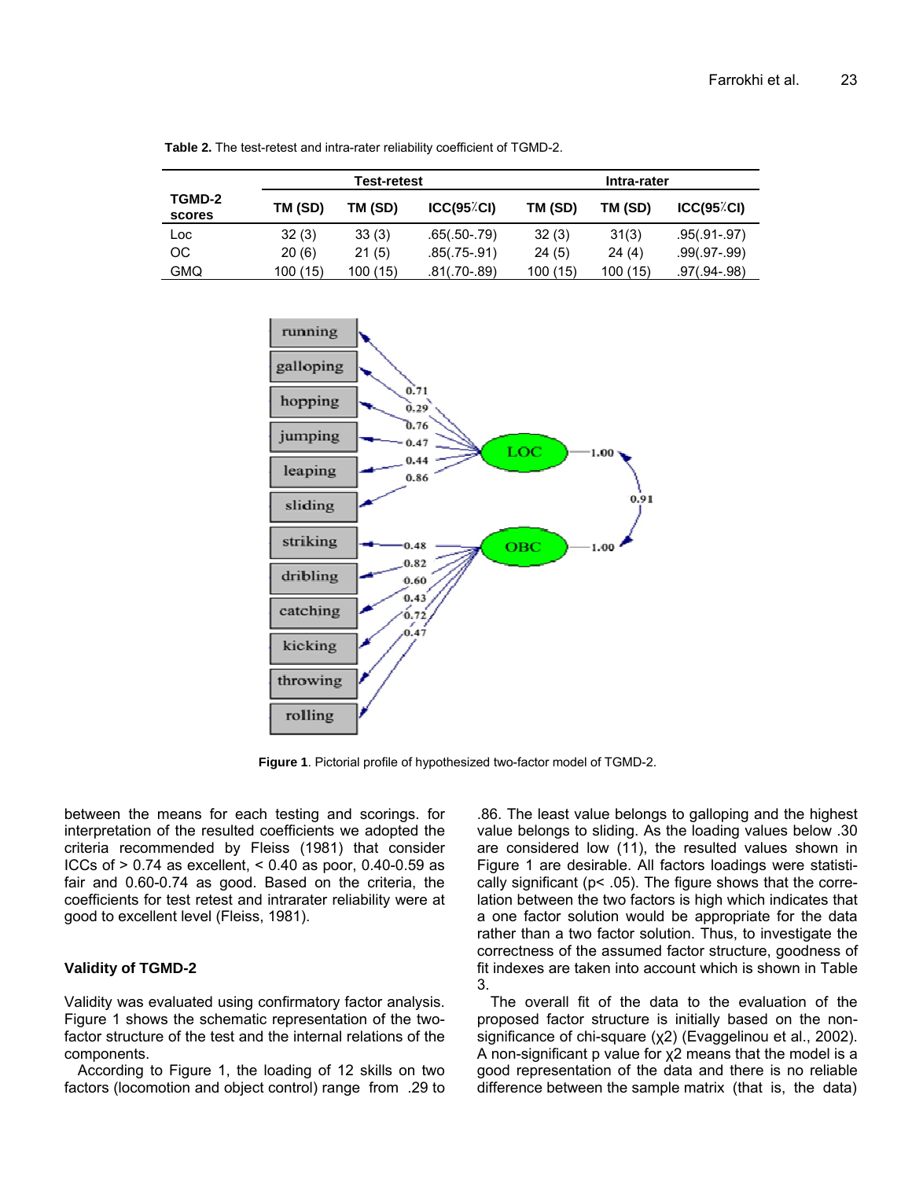**Table 2.** The test-retest and intra-rater reliability coefficient of TGMD-2.

| TGMD-2 scores | Test-retest | | | Intra-rater | | |
|---|---|---|---|---|---|---|
| | TM (SD) | TM (SD) | ICC(95٪CI) | TM (SD) | TM (SD) | ICC(95٪CI) |
| Loc | 32 (3) | 33 (3) | .65(.50-.79) | 32 (3) | 31(3) | .95(.91-.97) |
| OC | 20 (6) | 21 (5) | .85(.75-.91) | 24 (5) | 24 (4) | .99(.97-.99) |
| GMQ | 100 (15) | 100 (15) | .81(.70-.89) | 100 (15) | 100 (15) | .97(.94-.98) |

running
galloping
hopping
jumping
leaping
sliding
striking
dribling
catching
kicking
throwing
rolling
0.71
0.29
0.76
0.47
0.44
0.86
0.48
0.82
0.60
0.43
0.72
0.47
LOC
OBC
1.00
1.00
0.91

**Figure 1**. Pictorial profile of hypothesized two-factor model of TGMD-2.

between the means for each testing and scorings. for interpretation of the resulted coefficients we adopted the criteria recommended by Fleiss (1981) that consider ICCs of > 0.74 as excellent, < 0.40 as poor, 0.40-0.59 as fair and 0.60-0.74 as good. Based on the criteria, the coefficients for test retest and intrarater reliability were at good to excellent level (Fleiss, 1981).

### Validity of TGMD-2

Validity was evaluated using confirmatory factor analysis. Figure 1 shows the schematic representation of the two-factor structure of the test and the internal relations of the components.

According to Figure 1, the loading of 12 skills on two factors (locomotion and object control) range from .29 to .86. The least value belongs to galloping and the highest value belongs to sliding. As the loading values below .30 are considered low (11), the resulted values shown in Figure 1 are desirable. All factors loadings were statistically significant ($p < .05$). The figure shows that the correlation between the two factors is high which indicates that a one factor solution would be appropriate for the data rather than a two factor solution. Thus, to investigate the correctness of the assumed factor structure, goodness of fit indexes are taken into account which is shown in Table 3.

The overall fit of the data to the evaluation of the proposed factor structure is initially based on the non-significance of chi-square ($\chi2$) (Evaggelinou et al., 2002). A non-significant p value for $\chi2$ means that the model is a good representation of the data and there is no reliable difference between the sample matrix (that is, the data)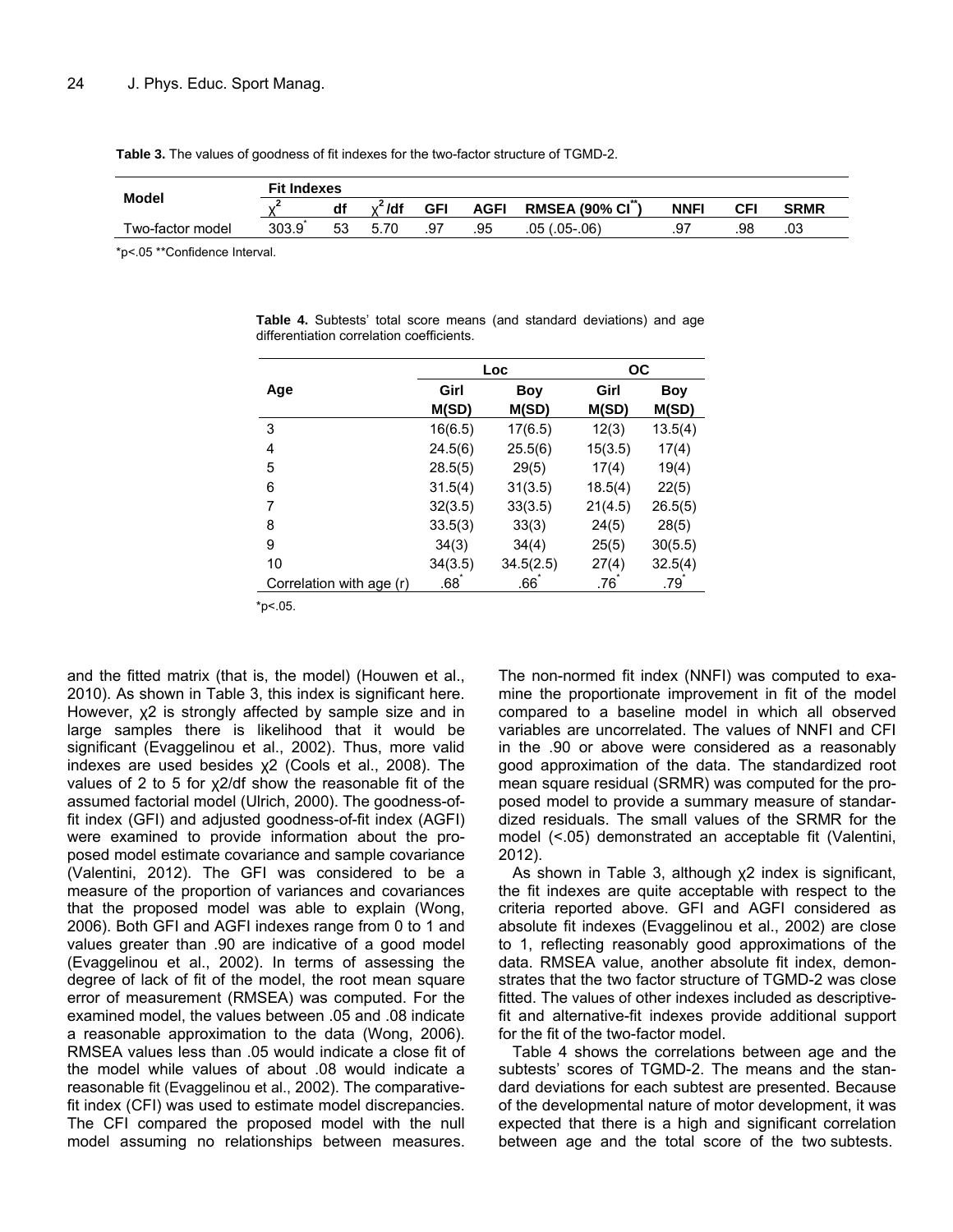**Table 3.** The values of goodness of fit indexes for the two-factor structure of TGMD-2.

| Model | Fit Indexes | | | | | | | | |
|---|---|---|---|---|---|---|---|---|---|
| | $\chi^2$ | df | $\chi^2$/df | GFI | AGFI | RMSEA (90% CI**) | NNFI | CFI | SRMR |
| Two-factor model | 303.9* | 53 | 5.70 | .97 | .95 | .05 (.05-.06) | .97 | .98 | .03 |

*p<.05 **Confidence Interval.

**Table 4.** Subtests' total score means (and standard deviations) and age differentiation correlation coefficients.

| Age | Loc | | OC | |
|---|---|---|---|---|
| | Girl M(SD) | Boy M(SD) | Girl M(SD) | Boy M(SD) |
| 3 | 16(6.5) | 17(6.5) | 12(3) | 13.5(4) |
| 4 | 24.5(6) | 25.5(6) | 15(3.5) | 17(4) |
| 5 | 28.5(5) | 29(5) | 17(4) | 19(4) |
| 6 | 31.5(4) | 31(3.5) | 18.5(4) | 22(5) |
| 7 | 32(3.5) | 33(3.5) | 21(4.5) | 26.5(5) |
| 8 | 33.5(3) | 33(3) | 24(5) | 28(5) |
| 9 | 34(3) | 34(4) | 25(5) | 30(5.5) |
| 10 | 34(3.5) | 34.5(2.5) | 27(4) | 32.5(4) |
| Correlation with age (r) | .68* | .66* | .76* | .79* |

*p<.05.

and the fitted matrix (that is, the model) (Houwen et al., 2010). As shown in Table 3, this index is significant here. However, χ2 is strongly affected by sample size and in large samples there is likelihood that it would be significant (Evaggelinou et al., 2002). Thus, more valid indexes are used besides χ2 (Cools et al., 2008). The values of 2 to 5 for χ2/df show the reasonable fit of the assumed factorial model (Ulrich, 2000). The goodness-of-fit index (GFI) and adjusted goodness-of-fit index (AGFI) were examined to provide information about the proposed model estimate covariance and sample covariance (Valentini, 2012). The GFI was considered to be a measure of the proportion of variances and covariances that the proposed model was able to explain (Wong, 2006). Both GFI and AGFI indexes range from 0 to 1 and values greater than .90 are indicative of a good model (Evaggelinou et al., 2002). In terms of assessing the degree of lack of fit of the model, the root mean square error of measurement (RMSEA) was computed. For the examined model, the values between .05 and .08 indicate a reasonable approximation to the data (Wong, 2006). RMSEA values less than .05 would indicate a close fit of the model while values of about .08 would indicate a reasonable fit (Evaggelinou et al., 2002). The comparative-fit index (CFI) was used to estimate model discrepancies. The CFI compared the proposed model with the null model assuming no relationships between measures. The non-normed fit index (NNFI) was computed to examine the proportionate improvement in fit of the model compared to a baseline model in which all observed variables are uncorrelated. The values of NNFI and CFI in the .90 or above were considered as a reasonably good approximation of the data. The standardized root mean square residual (SRMR) was computed for the proposed model to provide a summary measure of standardized residuals. The small values of the SRMR for the model (<.05) demonstrated an acceptable fit (Valentini, 2012).

As shown in Table 3, although χ2 index is significant, the fit indexes are quite acceptable with respect to the criteria reported above. GFI and AGFI considered as absolute fit indexes (Evaggelinou et al., 2002) are close to 1, reflecting reasonably good approximations of the data. RMSEA value, another absolute fit index, demonstrates that the two factor structure of TGMD-2 was close fitted. The values of other indexes included as descriptive-fit and alternative-fit indexes provide additional support for the fit of the two-factor model.

Table 4 shows the correlations between age and the subtests' scores of TGMD-2. The means and the standard deviations for each subtest are presented. Because of the developmental nature of motor development, it was expected that there is a high and significant correlation between age and the total score of the two subtests.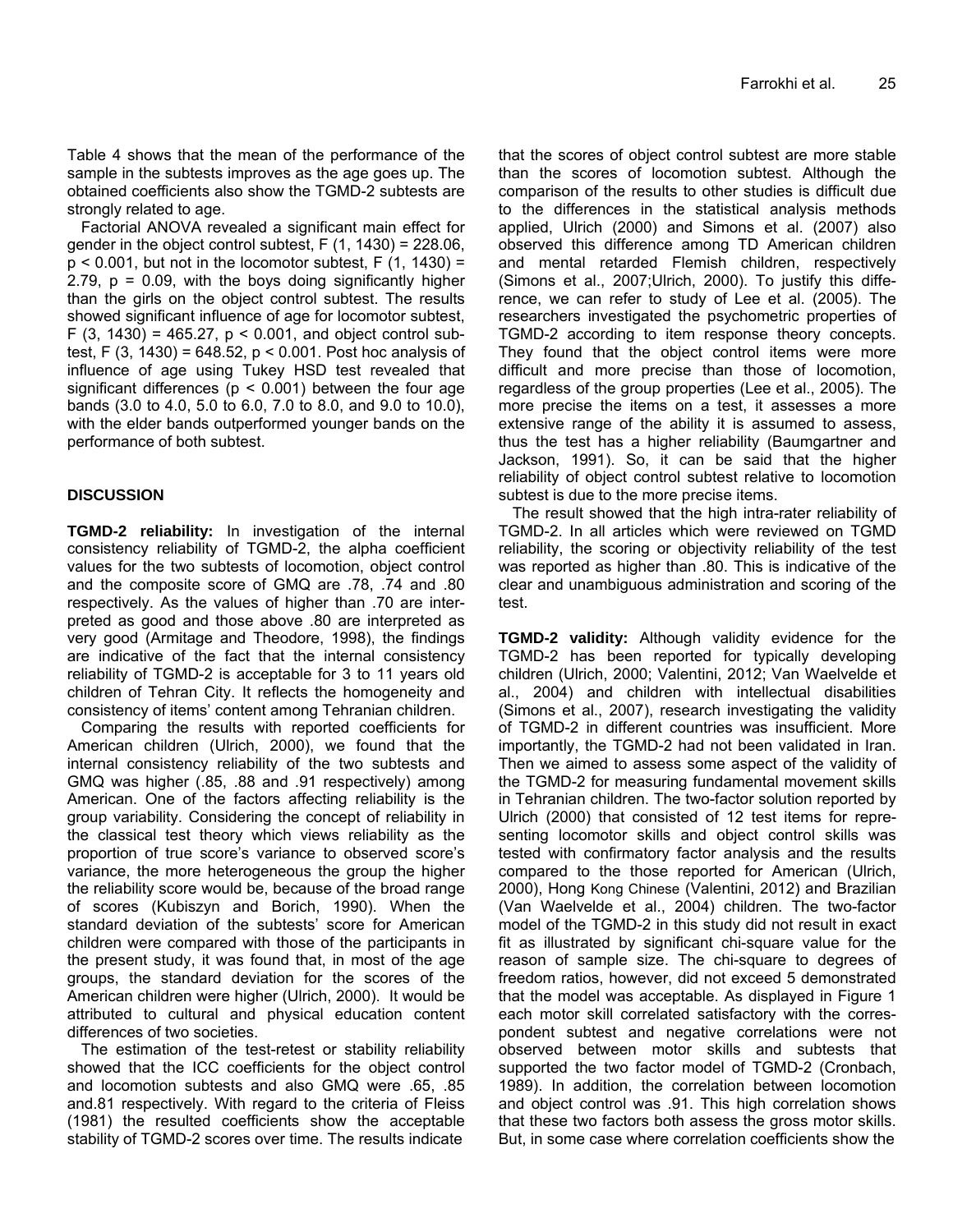Table 4 shows that the mean of the performance of the sample in the subtests improves as the age goes up. The obtained coefficients also show the TGMD-2 subtests are strongly related to age.

Factorial ANOVA revealed a significant main effect for gender in the object control subtest, $F(1, 1430) = 228.06$, $p < 0.001$, but not in the locomotor subtest, $F(1, 1430) = 2.79$, $p = 0.09$, with the boys doing significantly higher than the girls on the object control subtest. The results showed significant influence of age for locomotor subtest, $F(3, 1430) = 465.27$, $p < 0.001$, and object control subtest, $F(3, 1430) = 648.52$, $p < 0.001$. Post hoc analysis of influence of age using Tukey HSD test revealed that significant differences ($p < 0.001$) between the four age bands (3.0 to 4.0, 5.0 to 6.0, 7.0 to 8.0, and 9.0 to 10.0), with the elder bands outperformed younger bands on the performance of both subtest.

## DISCUSSION

**TGMD-2 reliability:** In investigation of the internal consistency reliability of TGMD-2, the alpha coefficient values for the two subtests of locomotion, object control and the composite score of GMQ are .78, .74 and .80 respectively. As the values of higher than .70 are interpreted as good and those above .80 are interpreted as very good (Armitage and Theodore, 1998), the findings are indicative of the fact that the internal consistency reliability of TGMD-2 is acceptable for 3 to 11 years old children of Tehran City. It reflects the homogeneity and consistency of items' content among Tehranian children.

Comparing the results with reported coefficients for American children (Ulrich, 2000), we found that the internal consistency reliability of the two subtests and GMQ was higher (.85, .88 and .91 respectively) among American. One of the factors affecting reliability is the group variability. Considering the concept of reliability in the classical test theory which views reliability as the proportion of true score's variance to observed score's variance, the more heterogeneous the group the higher the reliability score would be, because of the broad range of scores (Kubiszyn and Borich, 1990). When the standard deviation of the subtests' score for American children were compared with those of the participants in the present study, it was found that, in most of the age groups, the standard deviation for the scores of the American children were higher (Ulrich, 2000). It would be attributed to cultural and physical education content differences of two societies.

The estimation of the test-retest or stability reliability showed that the ICC coefficients for the object control and locomotion subtests and also GMQ were .65, .85 and.81 respectively. With regard to the criteria of Fleiss (1981) the resulted coefficients show the acceptable stability of TGMD-2 scores over time. The results indicate that the scores of object control subtest are more stable than the scores of locomotion subtest. Although the comparison of the results to other studies is difficult due to the differences in the statistical analysis methods applied, Ulrich (2000) and Simons et al. (2007) also observed this difference among TD American children and mental retarded Flemish children, respectively (Simons et al., 2007;Ulrich, 2000). To justify this difference, we can refer to study of Lee et al. (2005). The researchers investigated the psychometric properties of TGMD-2 according to item response theory concepts. They found that the object control items were more difficult and more precise than those of locomotion, regardless of the group properties (Lee et al., 2005). The more precise the items on a test, it assesses a more extensive range of the ability it is assumed to assess, thus the test has a higher reliability (Baumgartner and Jackson, 1991). So, it can be said that the higher reliability of object control subtest relative to locomotion subtest is due to the more precise items.

The result showed that the high intra-rater reliability of TGMD-2. In all articles which were reviewed on TGMD reliability, the scoring or objectivity reliability of the test was reported as higher than .80. This is indicative of the clear and unambiguous administration and scoring of the test.

**TGMD-2 validity:** Although validity evidence for the TGMD-2 has been reported for typically developing children (Ulrich, 2000; Valentini, 2012; Van Waelvelde et al., 2004) and children with intellectual disabilities (Simons et al., 2007), research investigating the validity of TGMD-2 in different countries was insufficient. More importantly, the TGMD-2 had not been validated in Iran. Then we aimed to assess some aspect of the validity of the TGMD-2 for measuring fundamental movement skills in Tehranian children. The two-factor solution reported by Ulrich (2000) that consisted of 12 test items for representing locomotor skills and object control skills was tested with confirmatory factor analysis and the results compared to the those reported for American (Ulrich, 2000), Hong Kong Chinese (Valentini, 2012) and Brazilian (Van Waelvelde et al., 2004) children. The two-factor model of the TGMD-2 in this study did not result in exact fit as illustrated by significant chi-square value for the reason of sample size. The chi-square to degrees of freedom ratios, however, did not exceed 5 demonstrated that the model was acceptable. As displayed in Figure 1 each motor skill correlated satisfactory with the correspondent subtest and negative correlations were not observed between motor skills and subtests that supported the two factor model of TGMD-2 (Cronbach, 1989). In addition, the correlation between locomotion and object control was .91. This high correlation shows that these two factors both assess the gross motor skills. But, in some case where correlation coefficients show the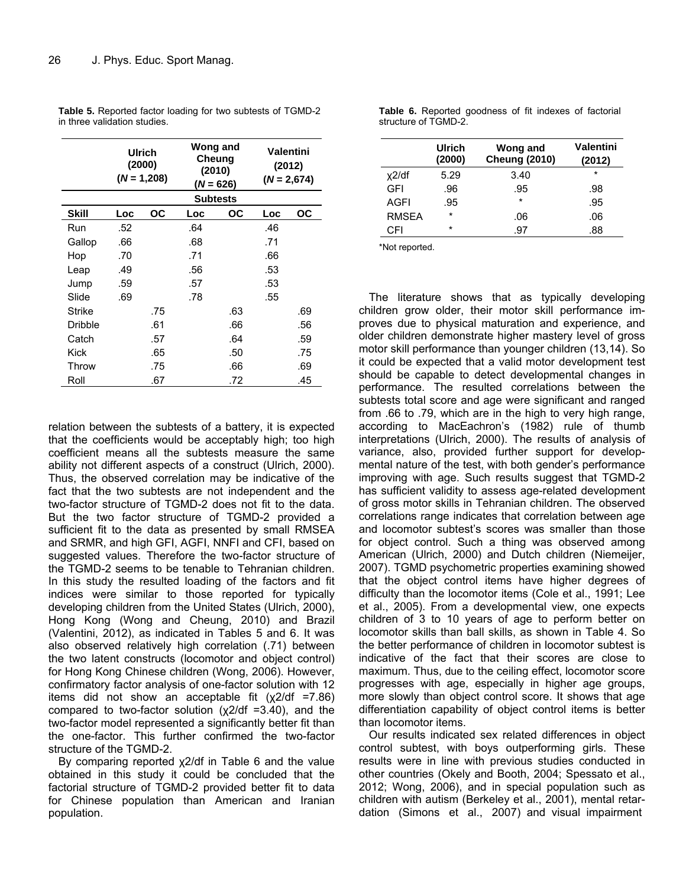**Table 5.** Reported factor loading for two subtests of TGMD-2 in three validation studies.

| | Ulrich (2000) (*N* = 1,208) | | Wong and Cheung (2010) (*N* = 626) | | Valentini (2012) (*N* = 2,674) | |
|---|---|---|---|---|---|---|
| | Subtests | | | | | |
| **Skill** | **Loc** | **OC** | **Loc** | **OC** | **Loc** | **OC** |
| Run | .52 | | .64 | | .46 | |
| Gallop | .66 | | .68 | | .71 | |
| Hop | .70 | | .71 | | .66 | |
| Leap | .49 | | .56 | | .53 | |
| Jump | .59 | | .57 | | .53 | |
| Slide | .69 | | .78 | | .55 | |
| Strike | | .75 | | .63 | | .69 |
| Dribble | | .61 | | .66 | | .56 |
| Catch | | .57 | | .64 | | .59 |
| Kick | | .65 | | .50 | | .75 |
| Throw | | .75 | | .66 | | .69 |
| Roll | | .67 | | .72 | | .45 |

**Table 6.** Reported goodness of fit indexes of factorial structure of TGMD-2.

| | Ulrich (2000) | Wong and Cheung (2010) | Valentini (2012) |
|---|---|---|---|
| χ2/df | 5.29 | 3.40 | * |
| GFI | .96 | .95 | .98 |
| AGFI | .95 | * | .95 |
| RMSEA | * | .06 | .06 |
| CFI | * | .97 | .88 |

*Not reported.

relation between the subtests of a battery, it is expected that the coefficients would be acceptably high; too high coefficient means all the subtests measure the same ability not different aspects of a construct (Ulrich, 2000). Thus, the observed correlation may be indicative of the fact that the two subtests are not independent and the two-factor structure of TGMD-2 does not fit to the data. But the two factor structure of TGMD-2 provided a sufficient fit to the data as presented by small RMSEA and SRMR, and high GFI, AGFI, NNFI and CFI, based on suggested values. Therefore the two-factor structure of the TGMD-2 seems to be tenable to Tehranian children. In this study the resulted loading of the factors and fit indices were similar to those reported for typically developing children from the United States (Ulrich, 2000), Hong Kong (Wong and Cheung, 2010) and Brazil (Valentini, 2012), as indicated in Tables 5 and 6. It was also observed relatively high correlation (.71) between the two latent constructs (locomotor and object control) for Hong Kong Chinese children (Wong, 2006). However, confirmatory factor analysis of one-factor solution with 12 items did not show an acceptable fit (χ2/df =7.86) compared to two-factor solution (χ2/df =3.40), and the two-factor model represented a significantly better fit than the one-factor. This further confirmed the two-factor structure of the TGMD-2.

By comparing reported χ2/df in Table 6 and the value obtained in this study it could be concluded that the factorial structure of TGMD-2 provided better fit to data for Chinese population than American and Iranian population.

The literature shows that as typically developing children grow older, their motor skill performance improves due to physical maturation and experience, and older children demonstrate higher mastery level of gross motor skill performance than younger children (13,14). So it could be expected that a valid motor development test should be capable to detect developmental changes in performance. The resulted correlations between the subtests total score and age were significant and ranged from .66 to .79, which are in the high to very high range, according to MacEachron's (1982) rule of thumb interpretations (Ulrich, 2000). The results of analysis of variance, also, provided further support for developmental nature of the test, with both gender's performance improving with age. Such results suggest that TGMD-2 has sufficient validity to assess age-related development of gross motor skills in Tehranian children. The observed correlations range indicates that correlation between age and locomotor subtest's scores was smaller than those for object control. Such a thing was observed among American (Ulrich, 2000) and Dutch children (Niemeijer, 2007). TGMD psychometric properties examining showed that the object control items have higher degrees of difficulty than the locomotor items (Cole et al., 1991; Lee et al., 2005). From a developmental view, one expects children of 3 to 10 years of age to perform better on locomotor skills than ball skills, as shown in Table 4. So the better performance of children in locomotor subtest is indicative of the fact that their scores are close to maximum. Thus, due to the ceiling effect, locomotor score progresses with age, especially in higher age groups, more slowly than object control score. It shows that age differentiation capability of object control items is better than locomotor items.

Our results indicated sex related differences in object control subtest, with boys outperforming girls. These results were in line with previous studies conducted in other countries (Okely and Booth, 2004; Spessato et al., 2012; Wong, 2006), and in special population such as children with autism (Berkeley et al., 2001), mental retardation (Simons et al., 2007) and visual impairment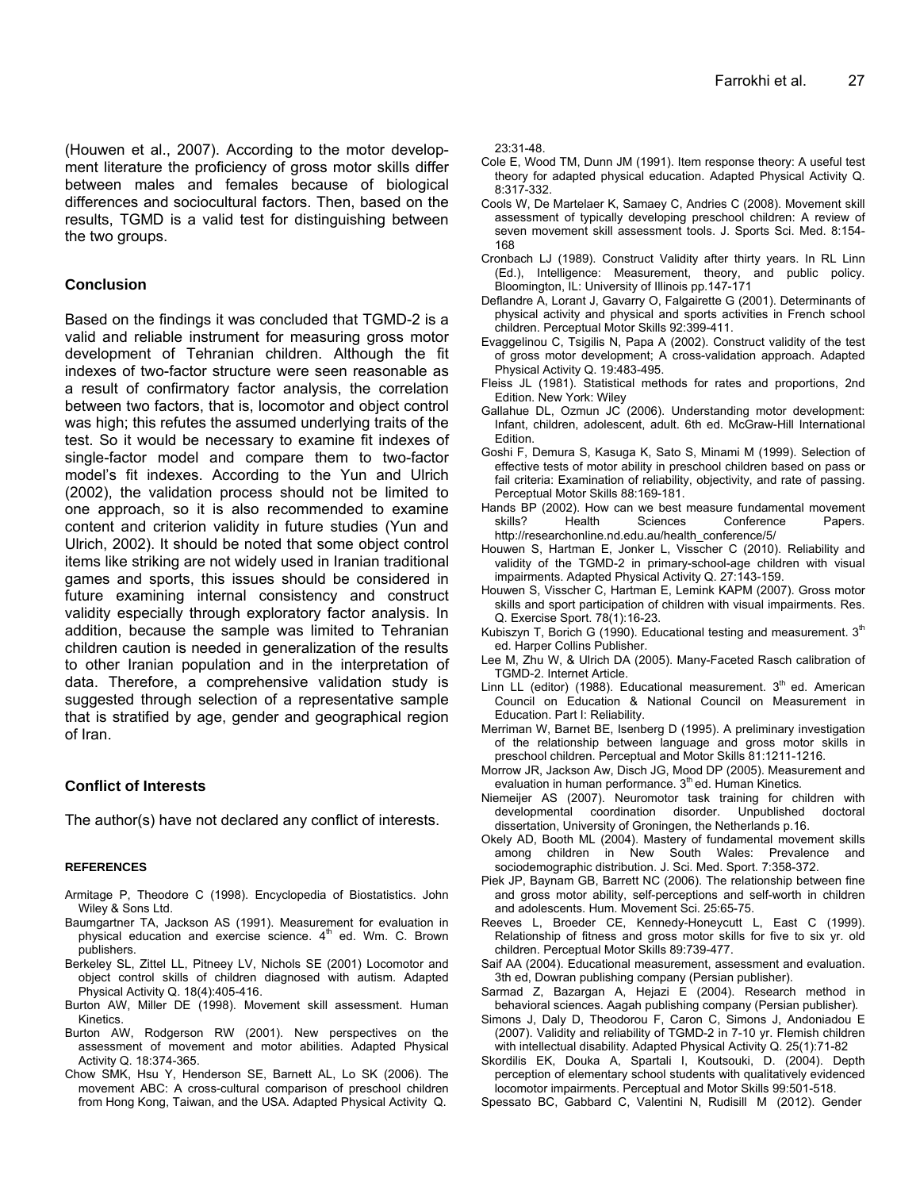(Houwen et al., 2007). According to the motor development literature the proficiency of gross motor skills differ between males and females because of biological differences and sociocultural factors. Then, based on the results, TGMD is a valid test for distinguishing between the two groups.

## Conclusion

Based on the findings it was concluded that TGMD-2 is a valid and reliable instrument for measuring gross motor development of Tehranian children. Although the fit indexes of two-factor structure were seen reasonable as a result of confirmatory factor analysis, the correlation between two factors, that is, locomotor and object control was high; this refutes the assumed underlying traits of the test. So it would be necessary to examine fit indexes of single-factor model and compare them to two-factor model's fit indexes. According to the Yun and Ulrich (2002), the validation process should not be limited to one approach, so it is also recommended to examine content and criterion validity in future studies (Yun and Ulrich, 2002). It should be noted that some object control items like striking are not widely used in Iranian traditional games and sports, this issues should be considered in future examining internal consistency and construct validity especially through exploratory factor analysis. In addition, because the sample was limited to Tehranian children caution is needed in generalization of the results to other Iranian population and in the interpretation of data. Therefore, a comprehensive validation study is suggested through selection of a representative sample that is stratified by age, gender and geographical region of Iran.

## Conflict of Interests

The author(s) have not declared any conflict of interests.

## REFERENCES

Armitage P, Theodore C (1998). Encyclopedia of Biostatistics. John Wiley & Sons Ltd.

Baumgartner TA, Jackson AS (1991). Measurement for evaluation in physical education and exercise science. 4th ed. Wm. C. Brown publishers.

Berkeley SL, Zittel LL, Pitneey LV, Nichols SE (2001) Locomotor and object control skills of children diagnosed with autism. Adapted Physical Activity Q. 18(4):405-416.

Burton AW, Miller DE (1998). Movement skill assessment. Human Kinetics.

Burton AW, Rodgerson RW (2001). New perspectives on the assessment of movement and motor abilities. Adapted Physical Activity Q. 18:374-365.

Chow SMK, Hsu Y, Henderson SE, Barnett AL, Lo SK (2006). The movement ABC: A cross-cultural comparison of preschool children from Hong Kong, Taiwan, and the USA. Adapted Physical Activity Q. 23:31-48.

Cole E, Wood TM, Dunn JM (1991). Item response theory: A useful test theory for adapted physical education. Adapted Physical Activity Q. 8:317-332.

Cools W, De Martelaer K, Samaey C, Andries C (2008). Movement skill assessment of typically developing preschool children: A review of seven movement skill assessment tools. J. Sports Sci. Med. 8:154-168

Cronbach LJ (1989). Construct Validity after thirty years. In RL Linn (Ed.), Intelligence: Measurement, theory, and public policy. Bloomington, IL: University of Illinois pp.147-171

Deflandre A, Lorant J, Gavarry O, Falgairette G (2001). Determinants of physical activity and physical and sports activities in French school children. Perceptual Motor Skills 92:399-411.

Evaggelinou C, Tsigilis N, Papa A (2002). Construct validity of the test of gross motor development; A cross-validation approach. Adapted Physical Activity Q. 19:483-495.

Fleiss JL (1981). Statistical methods for rates and proportions, 2nd Edition. New York: Wiley

Gallahue DL, Ozmun JC (2006). Understanding motor development: Infant, children, adolescent, adult. 6th ed. McGraw-Hill International Edition.

Goshi F, Demura S, Kasuga K, Sato S, Minami M (1999). Selection of effective tests of motor ability in preschool children based on pass or fail criteria: Examination of reliability, objectivity, and rate of passing. Perceptual Motor Skills 88:169-181.

Hands BP (2002). How can we best measure fundamental movement skills? Health Sciences Conference Papers. http://researchonline.nd.edu.au/health_conference/5/

Houwen S, Hartman E, Jonker L, Visscher C (2010). Reliability and validity of the TGMD-2 in primary-school-age children with visual impairments. Adapted Physical Activity Q. 27:143-159.

Houwen S, Visscher C, Hartman E, Lemink KAPM (2007). Gross motor skills and sport participation of children with visual impairments. Res. Q. Exercise Sport. 78(1):16-23.

Kubiszyn T, Borich G (1990). Educational testing and measurement. 3th ed. Harper Collins Publisher.

Lee M, Zhu W, & Ulrich DA (2005). Many-Faceted Rasch calibration of TGMD-2. Internet Article.

Linn LL (editor) (1988). Educational measurement. 3th ed. American Council on Education & National Council on Measurement in Education. Part I: Reliability.

Merriman W, Barnet BE, Isenberg D (1995). A preliminary investigation of the relationship between language and gross motor skills in preschool children. Perceptual and Motor Skills 81:1211-1216.

Morrow JR, Jackson Aw, Disch JG, Mood DP (2005). Measurement and evaluation in human performance. 3th ed. Human Kinetics.

Niemeijer AS (2007). Neuromotor task training for children with developmental coordination disorder. Unpublished doctoral dissertation, University of Groningen, the Netherlands p.16.

Okely AD, Booth ML (2004). Mastery of fundamental movement skills among children in New South Wales: Prevalence and sociodemographic distribution. J. Sci. Med. Sport. 7:358-372.

Piek JP, Baynam GB, Barrett NC (2006). The relationship between fine and gross motor ability, self-perceptions and self-worth in children and adolescents. Hum. Movement Sci. 25:65-75.

Reeves L, Broeder CE, Kennedy-Honeycutt L, East C (1999). Relationship of fitness and gross motor skills for five to six yr. old children. Perceptual Motor Skills 89:739-477.

Saif AA (2004). Educational measurement, assessment and evaluation. 3th ed, Dowran publishing company (Persian publisher).

Sarmad Z, Bazargan A, Hejazi E (2004). Research method in behavioral sciences. Aagah publishing company (Persian publisher).

Simons J, Daly D, Theodorou F, Caron C, Simons J, Andoniadou E (2007). Validity and reliability of TGMD-2 in 7-10 yr. Flemish children with intellectual disability. Adapted Physical Activity Q. 25(1):71-82

Skordilis EK, Douka A, Spartali I, Koutsouki, D. (2004). Depth perception of elementary school students with qualitatively evidenced locomotor impairments. Perceptual and Motor Skills 99:501-518.

Spessato BC, Gabbard C, Valentini N, Rudisill M (2012). Gender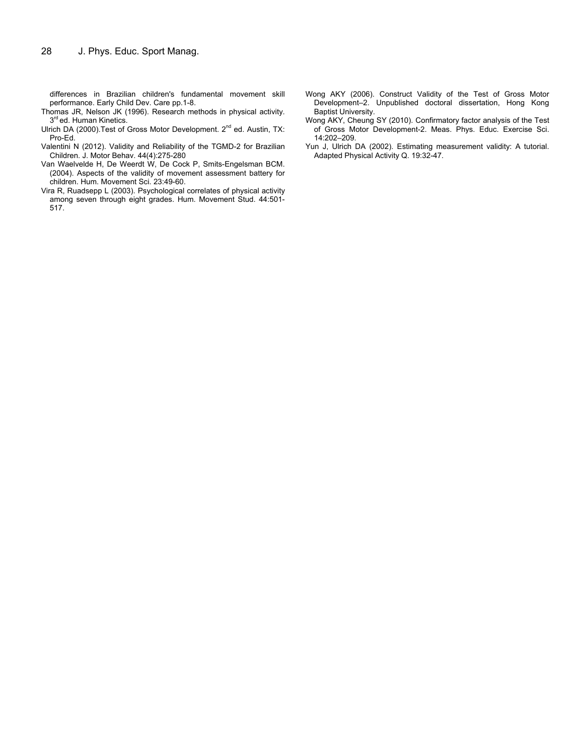differences in Brazilian children's fundamental movement skill performance. Early Child Dev. Care pp.1-8.

Thomas JR, Nelson JK (1996). Research methods in physical activity. 3rd ed. Human Kinetics.

Ulrich DA (2000).Test of Gross Motor Development. 2nd ed. Austin, TX: Pro-Ed.

Valentini N (2012). Validity and Reliability of the TGMD-2 for Brazilian Children. J. Motor Behav. 44(4):275-280

Van Waelvelde H, De Weerdt W, De Cock P, Smits-Engelsman BCM. (2004). Aspects of the validity of movement assessment battery for children. Hum. Movement Sci. 23:49-60.

Vira R, Ruadsepp L (2003). Psychological correlates of physical activity among seven through eight grades. Hum. Movement Stud. 44:501-517.

Wong AKY (2006). Construct Validity of the Test of Gross Motor Development–2. Unpublished doctoral dissertation, Hong Kong Baptist University.

Wong AKY, Cheung SY (2010). Confirmatory factor analysis of the Test of Gross Motor Development-2. Meas. Phys. Educ. Exercise Sci. 14:202–209.

Yun J, Ulrich DA (2002). Estimating measurement validity: A tutorial. Adapted Physical Activity Q. 19:32-47.